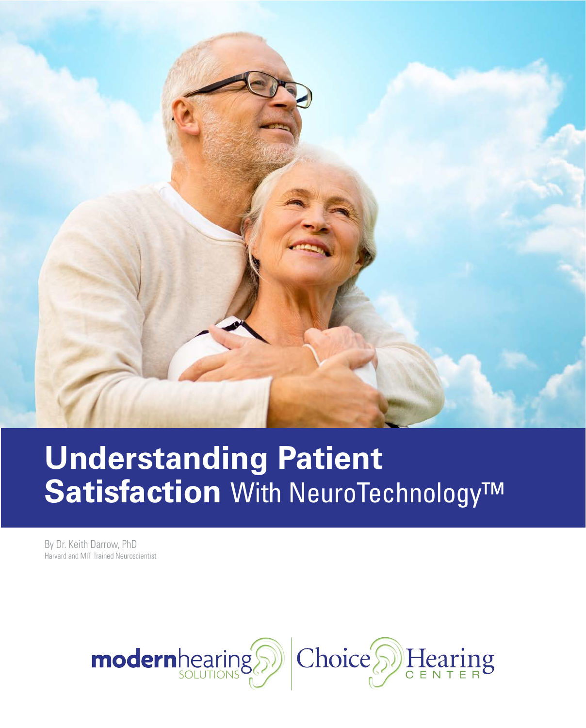# **Understanding Patient Satisfaction** With NeuroTechnology™

By Dr. Keith Darrow, PhD
Harvard and MIT Trained Neuroscientist

modernhearing SOLUTIONS | Choice Hearing CENTER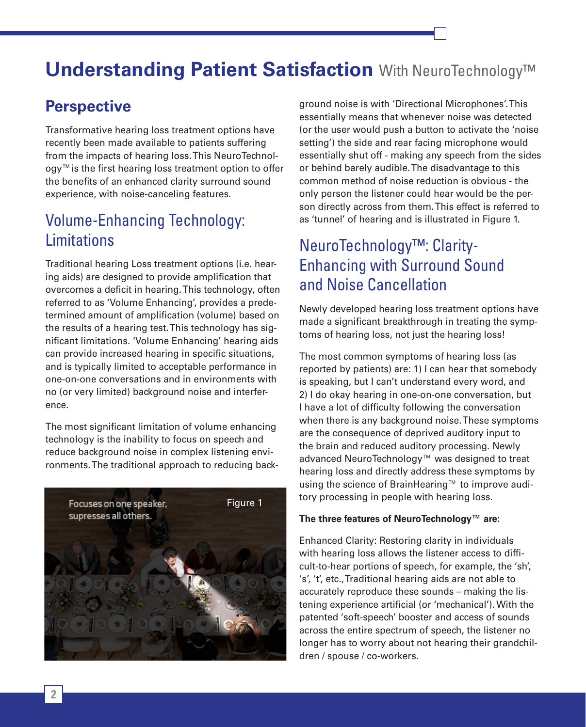# Understanding Patient Satisfaction With NeuroTechnology™

## Perspective

Transformative hearing loss treatment options have recently been made available to patients suffering from the impacts of hearing loss. This NeuroTechnology™ is the first hearing loss treatment option to offer the benefits of an enhanced clarity surround sound experience, with noise-canceling features.

## Volume-Enhancing Technology: Limitations

Traditional hearing Loss treatment options (i.e. hearing aids) are designed to provide amplification that overcomes a deficit in hearing. This technology, often referred to as 'Volume Enhancing', provides a predetermined amount of amplification (volume) based on the results of a hearing test. This technology has significant limitations. 'Volume Enhancing' hearing aids can provide increased hearing in specific situations, and is typically limited to acceptable performance in one-on-one conversations and in environments with no (or very limited) background noise and interference.

The most significant limitation of volume enhancing technology is the inability to focus on speech and reduce background noise in complex listening environments. The traditional approach to reducing background noise is with 'Directional Microphones'. This essentially means that whenever noise was detected (or the user would push a button to activate the 'noise setting') the side and rear facing microphone would essentially shut off - making any speech from the sides or behind barely audible. The disadvantage to this common method of noise reduction is obvious - the only person the listener could hear would be the person directly across from them. This effect is referred to as 'tunnel' of hearing and is illustrated in Figure 1.

Focuses on one speaker, supresses all others.

Figure 1

## NeuroTechnology™: Clarity-Enhancing with Surround Sound and Noise Cancellation

Newly developed hearing loss treatment options have made a significant breakthrough in treating the symptoms of hearing loss, not just the hearing loss!

The most common symptoms of hearing loss (as reported by patients) are: 1) I can hear that somebody is speaking, but I can't understand every word, and 2) I do okay hearing in one-on-one conversation, but I have a lot of difficulty following the conversation when there is any background noise. These symptoms are the consequence of deprived auditory input to the brain and reduced auditory processing. Newly advanced NeuroTechnology™ was designed to treat hearing loss and directly address these symptoms by using the science of BrainHearing™ to improve auditory processing in people with hearing loss.

**The three features of NeuroTechnology™ are:**

Enhanced Clarity: Restoring clarity in individuals with hearing loss allows the listener access to difficult-to-hear portions of speech, for example, the 'sh', 's', 't', etc., Traditional hearing aids are not able to accurately reproduce these sounds – making the listening experience artificial (or 'mechanical'). With the patented 'soft-speech' booster and access of sounds across the entire spectrum of speech, the listener no longer has to worry about not hearing their grandchildren / spouse / co-workers.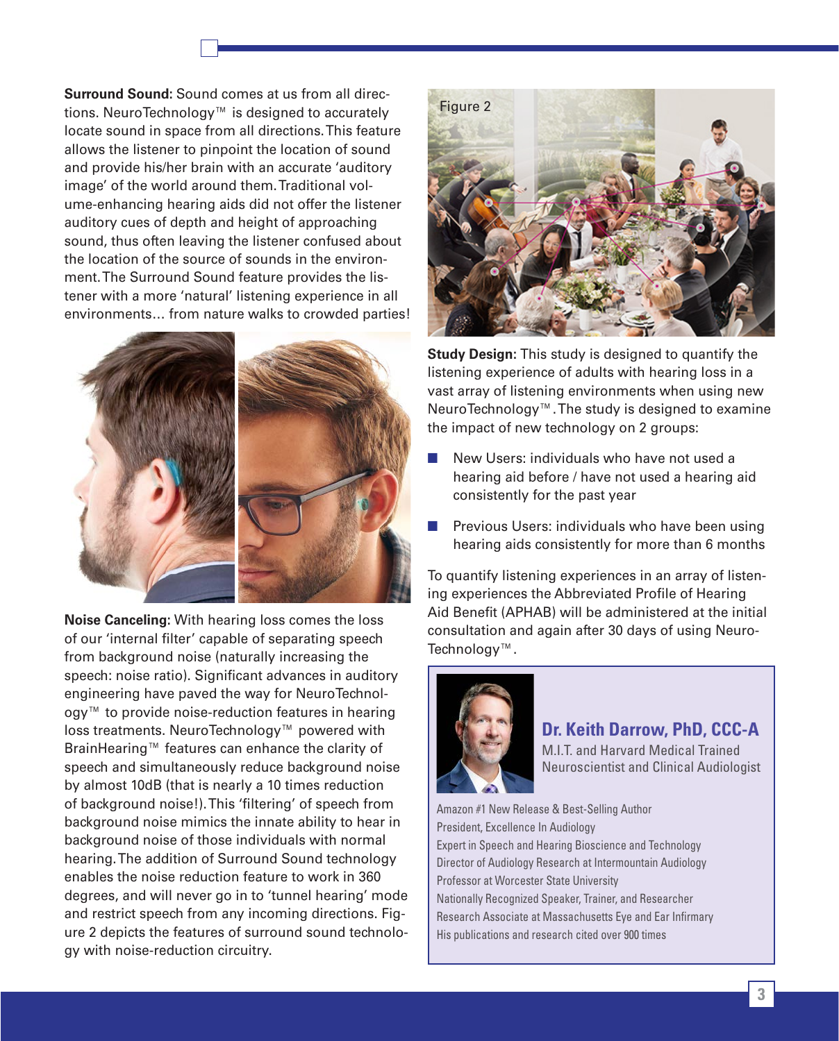**Surround Sound**: Sound comes at us from all directions. NeuroTechnology™ is designed to accurately locate sound in space from all directions. This feature allows the listener to pinpoint the location of sound and provide his/her brain with an accurate 'auditory image' of the world around them. Traditional volume-enhancing hearing aids did not offer the listener auditory cues of depth and height of approaching sound, thus often leaving the listener confused about the location of the source of sounds in the environment. The Surround Sound feature provides the listener with a more 'natural' listening experience in all environments… from nature walks to crowded parties!

**Noise Canceling:** With hearing loss comes the loss of our 'internal filter' capable of separating speech from background noise (naturally increasing the speech: noise ratio). Significant advances in auditory engineering have paved the way for NeuroTechnology™ to provide noise-reduction features in hearing loss treatments. NeuroTechnology™ powered with BrainHearing™ features can enhance the clarity of speech and simultaneously reduce background noise by almost 10dB (that is nearly a 10 times reduction of background noise!). This 'filtering' of speech from background noise mimics the innate ability to hear in background noise of those individuals with normal hearing. The addition of Surround Sound technology enables the noise reduction feature to work in 360 degrees, and will never go in to 'tunnel hearing' mode and restrict speech from any incoming directions. Figure 2 depicts the features of surround sound technology with noise-reduction circuitry.

Figure 2

**Study Design:** This study is designed to quantify the listening experience of adults with hearing loss in a vast array of listening environments when using new NeuroTechnology™. The study is designed to examine the impact of new technology on 2 groups:

- New Users: individuals who have not used a hearing aid before / have not used a hearing aid consistently for the past year
- Previous Users: individuals who have been using hearing aids consistently for more than 6 months

To quantify listening experiences in an array of listening experiences the Abbreviated Profile of Hearing Aid Benefit (APHAB) will be administered at the initial consultation and again after 30 days of using NeuroTechnology™.

**Dr. Keith Darrow, PhD, CCC-A**

M.I.T. and Harvard Medical Trained Neuroscientist and Clinical Audiologist

Amazon #1 New Release & Best-Selling Author
President, Excellence In Audiology
Expert in Speech and Hearing Bioscience and Technology
Director of Audiology Research at Intermountain Audiology
Professor at Worcester State University
Nationally Recognized Speaker, Trainer, and Researcher
Research Associate at Massachusetts Eye and Ear Infirmary
His publications and research cited over 900 times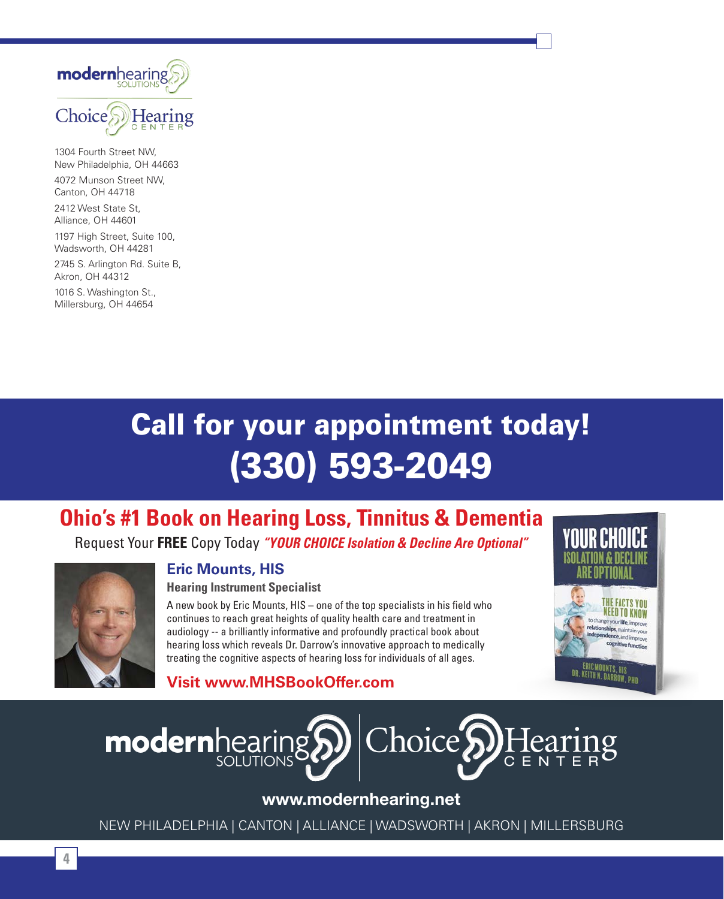modernhearing SOLUTIONS

Choice Hearing CENTER

1304 Fourth Street NW,
New Philadelphia, OH 44663

4072 Munson Street NW,
Canton, OH 44718

2412 West State St,
Alliance, OH 44601

1197 High Street, Suite 100,
Wadsworth, OH 44281

2745 S. Arlington Rd. Suite B,
Akron, OH 44312

1016 S. Washington St.,
Millersburg, OH 44654

# Call for your appointment today!
# (330) 593-2049

## Ohio's #1 Book on Hearing Loss, Tinnitus & Dementia

Request Your **FREE** Copy Today ***"YOUR CHOICE Isolation & Decline Are Optional"***

### Eric Mounts, HIS

**Hearing Instrument Specialist**

A new book by Eric Mounts, HIS – one of the top specialists in his field who continues to reach great heights of quality health care and treatment in audiology -- a brilliantly informative and profoundly practical book about hearing loss which reveals Dr. Darrow's innovative approach to medically treating the cognitive aspects of hearing loss for individuals of all ages.

**Visit www.MHSBookOffer.com**

YOUR CHOICE
ISOLATION & DECLINE ARE OPTIONAL
THE FACTS YOU NEED TO KNOW to change your life, improve relationships, maintain your independence, and improve cognitive function
ERIC MOUNTS, HIS
DR. KEITH N. DARROW, PHD

modernhearing SOLUTIONS | Choice Hearing CENTER

**www.modernhearing.net**

NEW PHILADELPHIA | CANTON | ALLIANCE | WADSWORTH | AKRON | MILLERSBURG